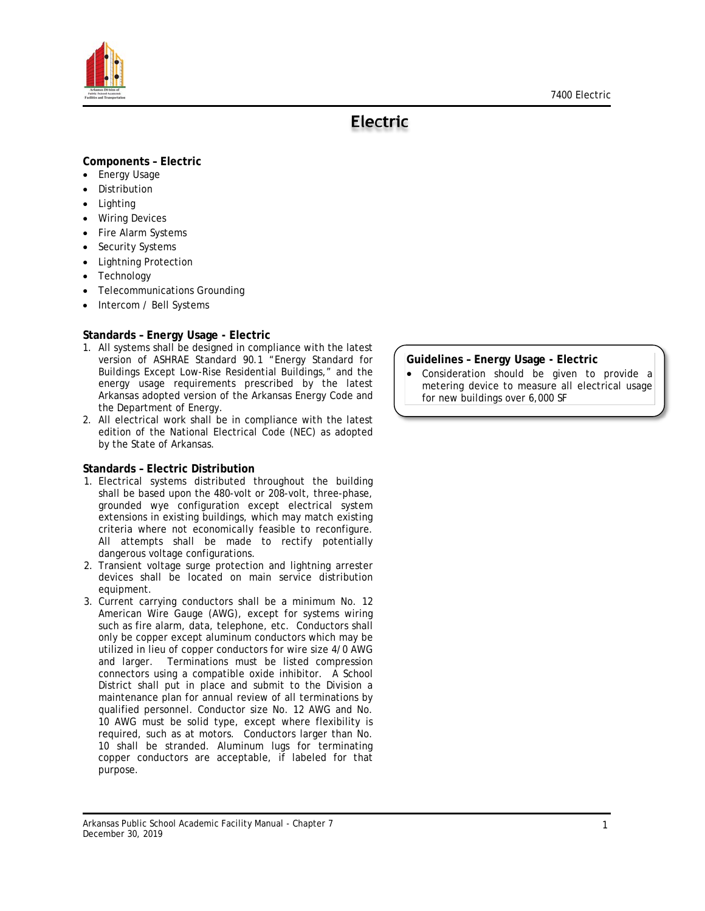# Electric

**Components – Electric**

- Energy Usage
- Distribution
- Lighting
- Wiring Devices
- Fire Alarm Systems
- Security Systems
- Lightning Protection
- Technology
- Telecommunications Grounding
- Intercom / Bell Systems

**Standards – Energy Usage - Electric**

1. All systems shall be designed in compliance with the latest version of ASHRAE Standard 90.1 "Energy Standard for Buildings Except Low-Rise Residential Buildings," and the energy usage requirements prescribed by the latest Arkansas adopted version of the Arkansas Energy Code and the Department of Energy.
2. All electrical work shall be in compliance with the latest edition of the National Electrical Code (NEC) as adopted by the State of Arkansas.

**Guidelines – Energy Usage - Electric**

- Consideration should be given to provide a metering device to measure all electrical usage for new buildings over 6,000 SF

**Standards – Electric Distribution**

1. Electrical systems distributed throughout the building shall be based upon the 480-volt or 208-volt, three-phase, grounded wye configuration except electrical system extensions in existing buildings, which may match existing criteria where not economically feasible to reconfigure. All attempts shall be made to rectify potentially dangerous voltage configurations.
2. Transient voltage surge protection and lightning arrester devices shall be located on main service distribution equipment.
3. Current carrying conductors shall be a minimum No. 12 American Wire Gauge (AWG), except for systems wiring such as fire alarm, data, telephone, etc. Conductors shall only be copper except aluminum conductors which may be utilized in lieu of copper conductors for wire size 4/0 AWG and larger. Terminations must be listed compression connectors using a compatible oxide inhibitor. A School District shall put in place and submit to the Division a maintenance plan for annual review of all terminations by qualified personnel. Conductor size No. 12 AWG and No. 10 AWG must be solid type, except where flexibility is required, such as at motors. Conductors larger than No. 10 shall be stranded. Aluminum lugs for terminating copper conductors are acceptable, if labeled for that purpose.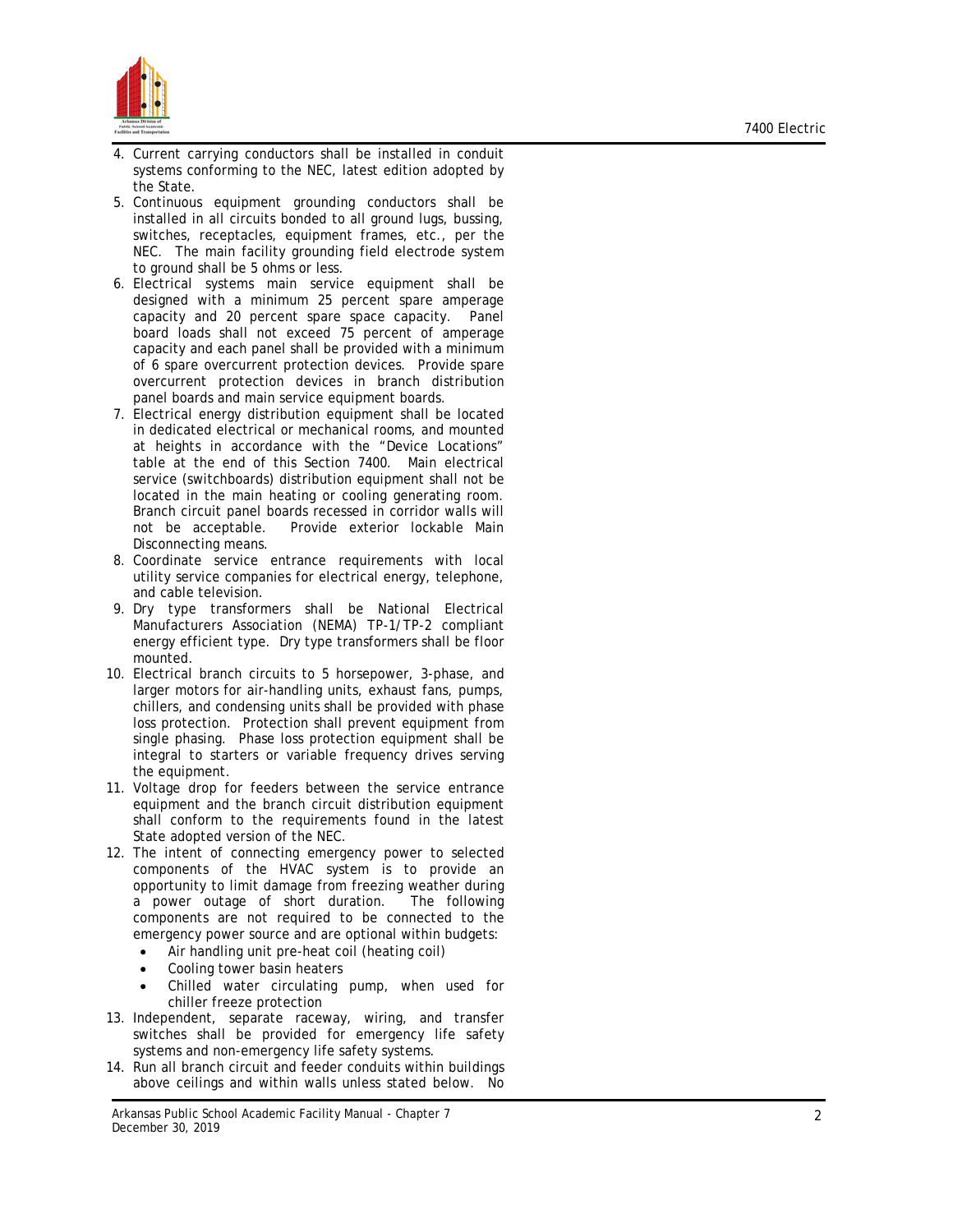4. Current carrying conductors shall be installed in conduit systems conforming to the NEC, latest edition adopted by the State.
5. Continuous equipment grounding conductors shall be installed in all circuits bonded to all ground lugs, bussing, switches, receptacles, equipment frames, etc., per the NEC. The main facility grounding field electrode system to ground shall be 5 ohms or less.
6. Electrical systems main service equipment shall be designed with a minimum 25 percent spare amperage capacity and 20 percent spare space capacity. Panel board loads shall not exceed 75 percent of amperage capacity and each panel shall be provided with a minimum of 6 spare overcurrent protection devices. Provide spare overcurrent protection devices in branch distribution panel boards and main service equipment boards.
7. Electrical energy distribution equipment shall be located in dedicated electrical or mechanical rooms, and mounted at heights in accordance with the "Device Locations" table at the end of this Section 7400. Main electrical service (switchboards) distribution equipment shall not be located in the main heating or cooling generating room. Branch circuit panel boards recessed in corridor walls will not be acceptable. Provide exterior lockable Main Disconnecting means.
8. Coordinate service entrance requirements with local utility service companies for electrical energy, telephone, and cable television.
9. Dry type transformers shall be National Electrical Manufacturers Association (NEMA) TP-1/TP-2 compliant energy efficient type. Dry type transformers shall be floor mounted.
10. Electrical branch circuits to 5 horsepower, 3-phase, and larger motors for air-handling units, exhaust fans, pumps, chillers, and condensing units shall be provided with phase loss protection. Protection shall prevent equipment from single phasing. Phase loss protection equipment shall be integral to starters or variable frequency drives serving the equipment.
11. Voltage drop for feeders between the service entrance equipment and the branch circuit distribution equipment shall conform to the requirements found in the latest State adopted version of the NEC.
12. The intent of connecting emergency power to selected components of the HVAC system is to provide an opportunity to limit damage from freezing weather during a power outage of short duration. The following components are not required to be connected to the emergency power source and are optional within budgets:
    - Air handling unit pre-heat coil (heating coil)
    - Cooling tower basin heaters
    - Chilled water circulating pump, when used for chiller freeze protection
13. Independent, separate raceway, wiring, and transfer switches shall be provided for emergency life safety systems and non-emergency life safety systems.
14. Run all branch circuit and feeder conduits within buildings above ceilings and within walls unless stated below. No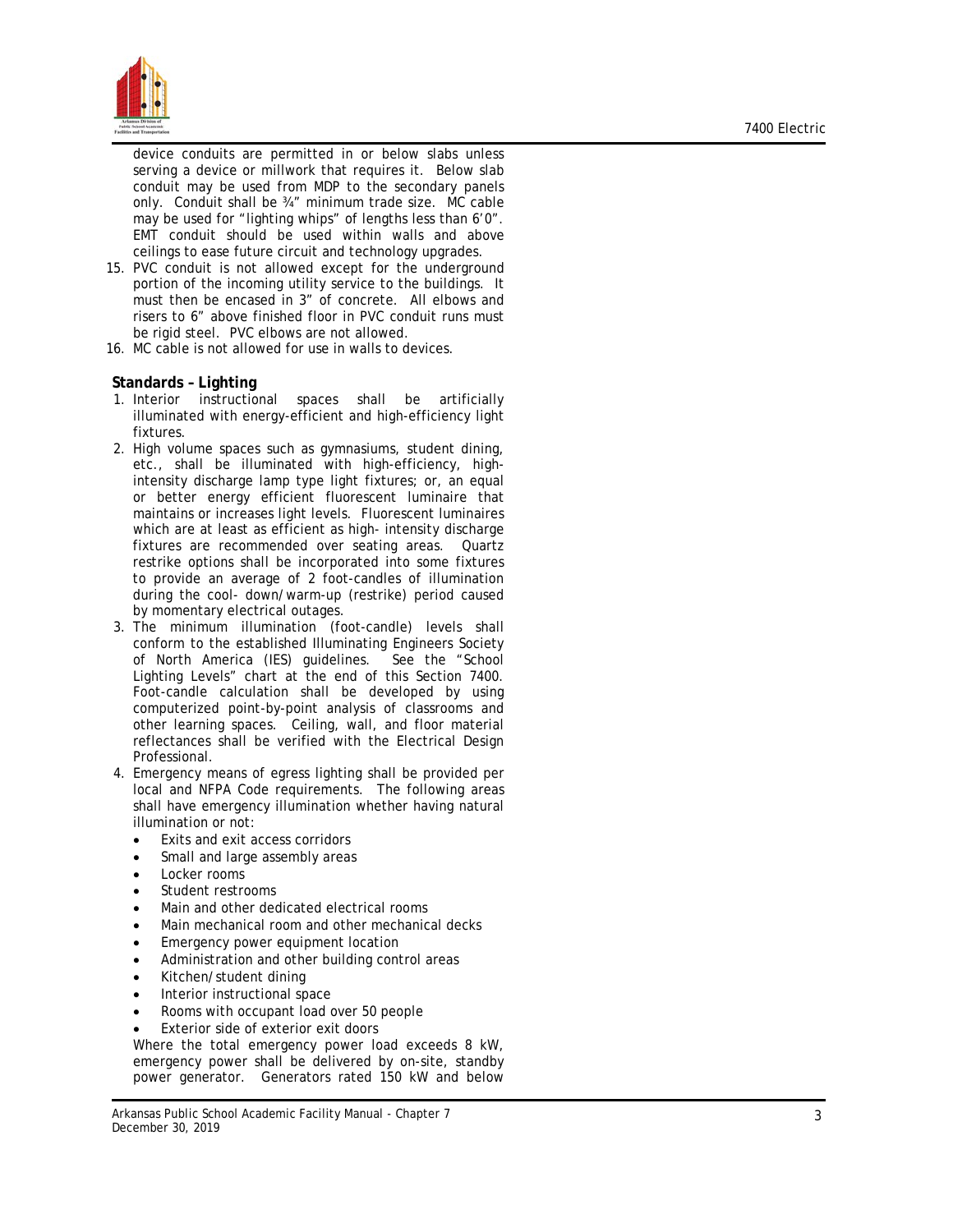device conduits are permitted in or below slabs unless serving a device or millwork that requires it. Below slab conduit may be used from MDP to the secondary panels only. Conduit shall be ¾" minimum trade size. MC cable may be used for "lighting whips" of lengths less than 6'0". EMT conduit should be used within walls and above ceilings to ease future circuit and technology upgrades.

15. PVC conduit is not allowed except for the underground portion of the incoming utility service to the buildings. It must then be encased in 3" of concrete. All elbows and risers to 6" above finished floor in PVC conduit runs must be rigid steel. PVC elbows are not allowed.
16. MC cable is not allowed for use in walls to devices.

**Standards – Lighting**

1. Interior instructional spaces shall be artificially illuminated with energy-efficient and high-efficiency light fixtures.
2. High volume spaces such as gymnasiums, student dining, etc., shall be illuminated with high-efficiency, high-intensity discharge lamp type light fixtures; or, an equal or better energy efficient fluorescent luminaire that maintains or increases light levels. Fluorescent luminaires which are at least as efficient as high- intensity discharge fixtures are recommended over seating areas. Quartz restrike options shall be incorporated into some fixtures to provide an average of 2 foot-candles of illumination during the cool- down/warm-up (restrike) period caused by momentary electrical outages.
3. The minimum illumination (foot-candle) levels shall conform to the established Illuminating Engineers Society of North America (IES) guidelines. See the "School Lighting Levels" chart at the end of this Section 7400. Foot-candle calculation shall be developed by using computerized point-by-point analysis of classrooms and other learning spaces. Ceiling, wall, and floor material reflectances shall be verified with the Electrical Design Professional.
4. Emergency means of egress lighting shall be provided per local and NFPA Code requirements. The following areas shall have emergency illumination whether having natural illumination or not:
   - Exits and exit access corridors
   - Small and large assembly areas
   - Locker rooms
   - Student restrooms
   - Main and other dedicated electrical rooms
   - Main mechanical room and other mechanical decks
   - Emergency power equipment location
   - Administration and other building control areas
   - Kitchen/student dining
   - Interior instructional space
   - Rooms with occupant load over 50 people
   - Exterior side of exterior exit doors

   Where the total emergency power load exceeds 8 kW, emergency power shall be delivered by on-site, standby power generator. Generators rated 150 kW and below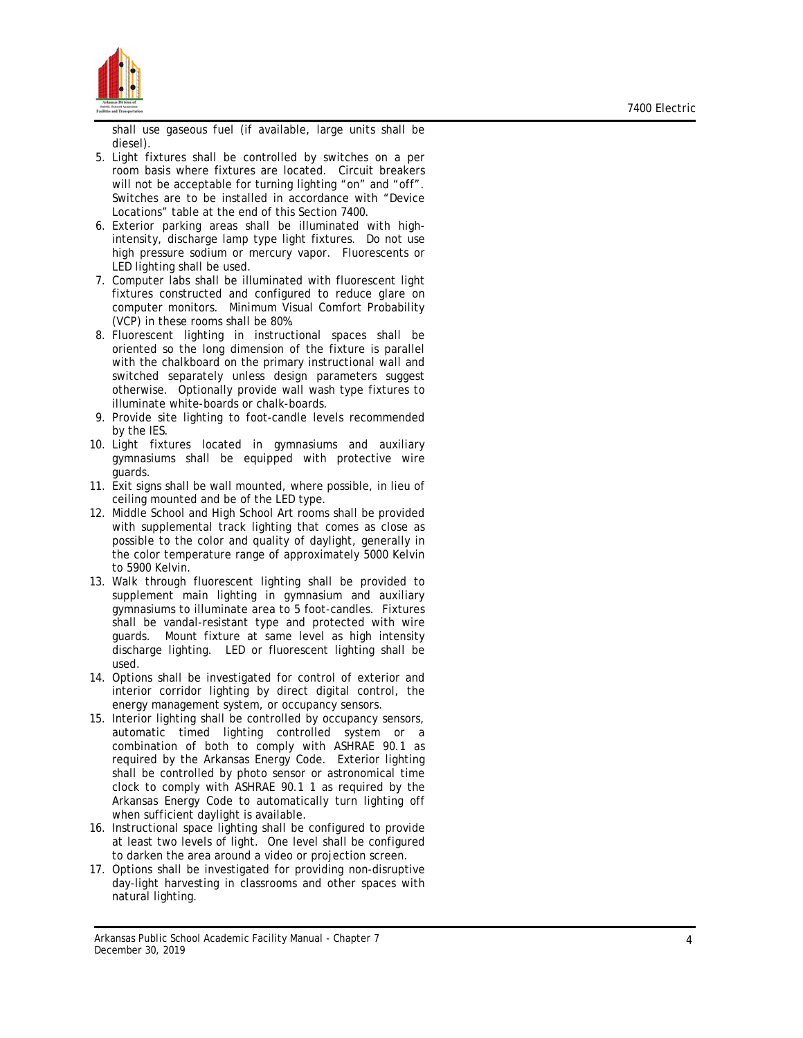shall use gaseous fuel (if available, large units shall be diesel).

5. Light fixtures shall be controlled by switches on a per room basis where fixtures are located. Circuit breakers will not be acceptable for turning lighting "on" and "off". Switches are to be installed in accordance with "Device Locations" table at the end of this Section 7400.
6. Exterior parking areas shall be illuminated with high-intensity, discharge lamp type light fixtures. Do not use high pressure sodium or mercury vapor. Fluorescents or LED lighting shall be used.
7. Computer labs shall be illuminated with fluorescent light fixtures constructed and configured to reduce glare on computer monitors. Minimum Visual Comfort Probability (VCP) in these rooms shall be 80%.
8. Fluorescent lighting in instructional spaces shall be oriented so the long dimension of the fixture is parallel with the chalkboard on the primary instructional wall and switched separately unless design parameters suggest otherwise. Optionally provide wall wash type fixtures to illuminate white-boards or chalk-boards.
9. Provide site lighting to foot-candle levels recommended by the IES.
10. Light fixtures located in gymnasiums and auxiliary gymnasiums shall be equipped with protective wire guards.
11. Exit signs shall be wall mounted, where possible, in lieu of ceiling mounted and be of the LED type.
12. Middle School and High School Art rooms shall be provided with supplemental track lighting that comes as close as possible to the color and quality of daylight, generally in the color temperature range of approximately 5000 Kelvin to 5900 Kelvin.
13. Walk through fluorescent lighting shall be provided to supplement main lighting in gymnasium and auxiliary gymnasiums to illuminate area to 5 foot-candles. Fixtures shall be vandal-resistant type and protected with wire guards. Mount fixture at same level as high intensity discharge lighting. LED or fluorescent lighting shall be used.
14. Options shall be investigated for control of exterior and interior corridor lighting by direct digital control, the energy management system, or occupancy sensors.
15. Interior lighting shall be controlled by occupancy sensors, automatic timed lighting controlled system or a combination of both to comply with ASHRAE 90.1 as required by the Arkansas Energy Code. Exterior lighting shall be controlled by photo sensor or astronomical time clock to comply with ASHRAE 90.1 1 as required by the Arkansas Energy Code to automatically turn lighting off when sufficient daylight is available.
16. Instructional space lighting shall be configured to provide at least two levels of light. One level shall be configured to darken the area around a video or projection screen.
17. Options shall be investigated for providing non-disruptive day-light harvesting in classrooms and other spaces with natural lighting.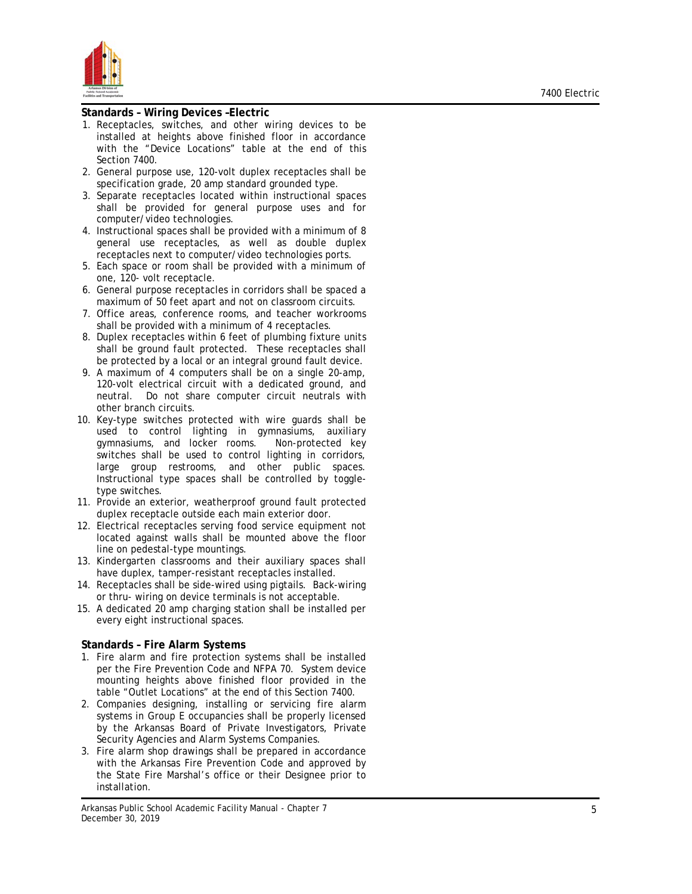## Standards – Wiring Devices –Electric

1. Receptacles, switches, and other wiring devices to be installed at heights above finished floor in accordance with the "Device Locations" table at the end of this Section 7400.
2. General purpose use, 120-volt duplex receptacles shall be specification grade, 20 amp standard grounded type.
3. Separate receptacles located within instructional spaces shall be provided for general purpose uses and for computer/video technologies.
4. Instructional spaces shall be provided with a minimum of 8 general use receptacles, as well as double duplex receptacles next to computer/video technologies ports.
5. Each space or room shall be provided with a minimum of one, 120- volt receptacle.
6. General purpose receptacles in corridors shall be spaced a maximum of 50 feet apart and not on classroom circuits.
7. Office areas, conference rooms, and teacher workrooms shall be provided with a minimum of 4 receptacles.
8. Duplex receptacles within 6 feet of plumbing fixture units shall be ground fault protected. These receptacles shall be protected by a local or an integral ground fault device.
9. A maximum of 4 computers shall be on a single 20-amp, 120-volt electrical circuit with a dedicated ground, and neutral. Do not share computer circuit neutrals with other branch circuits.
10. Key-type switches protected with wire guards shall be used to control lighting in gymnasiums, auxiliary gymnasiums, and locker rooms. Non-protected key switches shall be used to control lighting in corridors, large group restrooms, and other public spaces. Instructional type spaces shall be controlled by toggle-type switches.
11. Provide an exterior, weatherproof ground fault protected duplex receptacle outside each main exterior door.
12. Electrical receptacles serving food service equipment not located against walls shall be mounted above the floor line on pedestal-type mountings.
13. Kindergarten classrooms and their auxiliary spaces shall have duplex, tamper-resistant receptacles installed.
14. Receptacles shall be side-wired using pigtails. Back-wiring or thru- wiring on device terminals is not acceptable.
15. A dedicated 20 amp charging station shall be installed per every eight instructional spaces.

## Standards – Fire Alarm Systems

1. Fire alarm and fire protection systems shall be installed per the Fire Prevention Code and NFPA 70. System device mounting heights above finished floor provided in the table "Outlet Locations" at the end of this Section 7400.
2. Companies designing, installing or servicing fire alarm systems in Group E occupancies shall be properly licensed by the Arkansas Board of Private Investigators, Private Security Agencies and Alarm Systems Companies.
3. Fire alarm shop drawings shall be prepared in accordance with the Arkansas Fire Prevention Code and approved by the State Fire Marshal's office or their Designee prior to installation.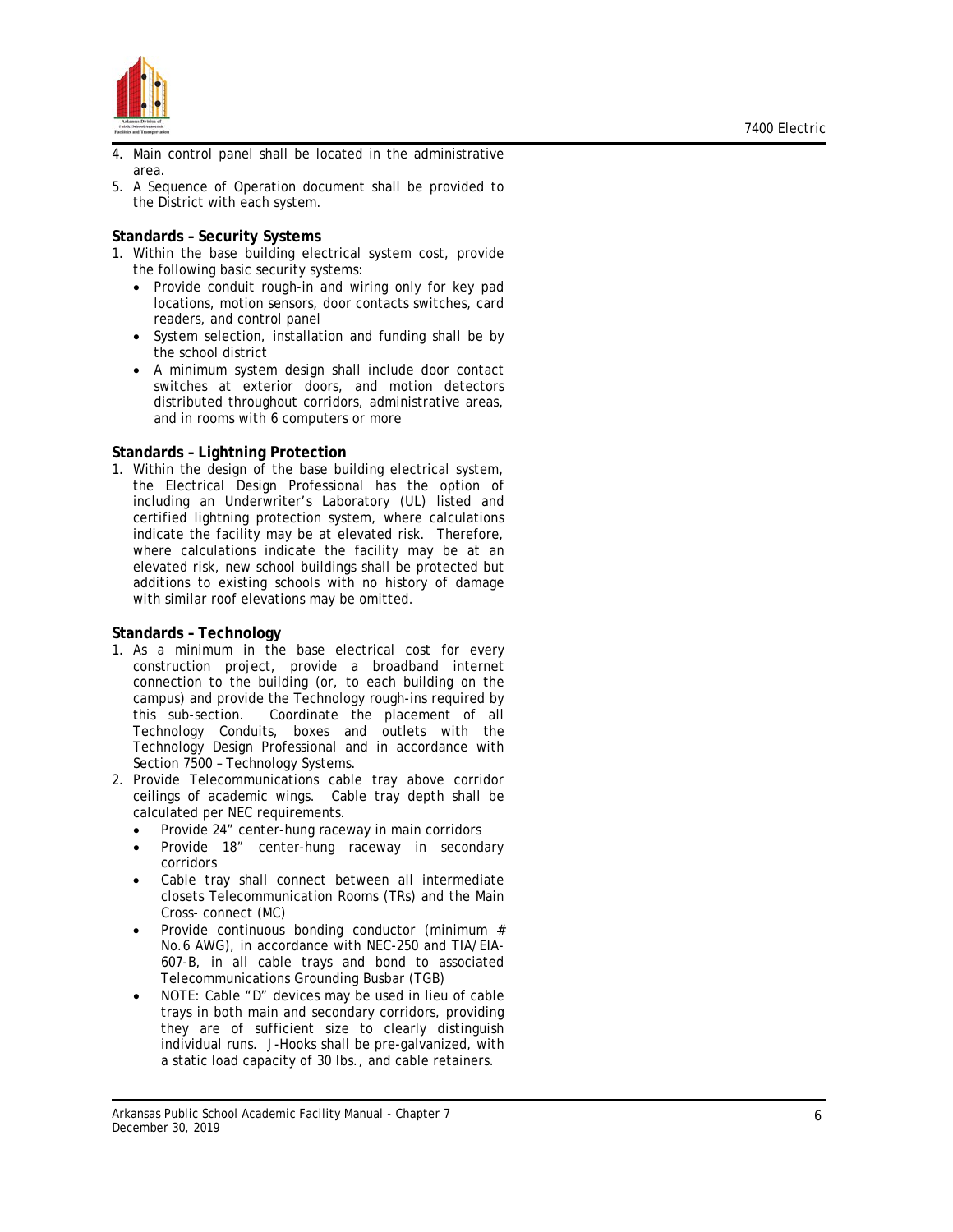4. Main control panel shall be located in the administrative area.
5. A Sequence of Operation document shall be provided to the District with each system.

**Standards – Security Systems**

1. Within the base building electrical system cost, provide the following basic security systems:
   - Provide conduit rough-in and wiring only for key pad locations, motion sensors, door contacts switches, card readers, and control panel
   - System selection, installation and funding shall be by the school district
   - A minimum system design shall include door contact switches at exterior doors, and motion detectors distributed throughout corridors, administrative areas, and in rooms with 6 computers or more

**Standards – Lightning Protection**

1. Within the design of the base building electrical system, the Electrical Design Professional has the option of including an Underwriter's Laboratory (UL) listed and certified lightning protection system, where calculations indicate the facility may be at elevated risk. Therefore, where calculations indicate the facility may be at an elevated risk, new school buildings shall be protected but additions to existing schools with no history of damage with similar roof elevations may be omitted.

**Standards – Technology**

1. As a minimum in the base electrical cost for every construction project, provide a broadband internet connection to the building (or, to each building on the campus) and provide the Technology rough-ins required by this sub-section. Coordinate the placement of all Technology Conduits, boxes and outlets with the Technology Design Professional and in accordance with Section 7500 – Technology Systems.
2. Provide Telecommunications cable tray above corridor ceilings of academic wings. Cable tray depth shall be calculated per NEC requirements.
   - Provide 24" center-hung raceway in main corridors
   - Provide 18" center-hung raceway in secondary corridors
   - Cable tray shall connect between all intermediate closets Telecommunication Rooms (TRs) and the Main Cross- connect (MC)
   - Provide continuous bonding conductor (minimum # No.6 AWG), in accordance with NEC-250 and TIA/EIA-607-B, in all cable trays and bond to associated Telecommunications Grounding Busbar (TGB)
   - NOTE: Cable "D" devices may be used in lieu of cable trays in both main and secondary corridors, providing they are of sufficient size to clearly distinguish individual runs. J-Hooks shall be pre-galvanized, with a static load capacity of 30 lbs., and cable retainers.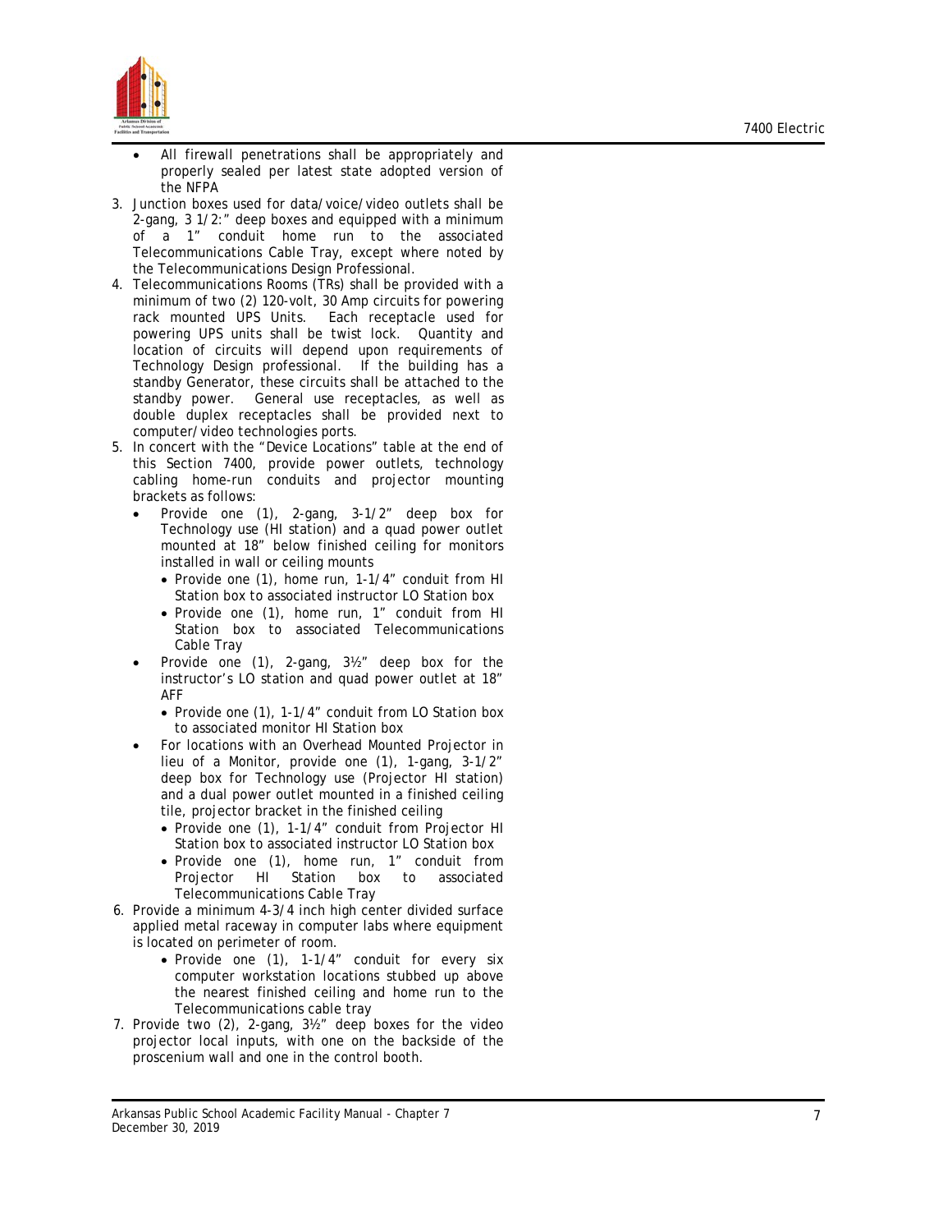- All firewall penetrations shall be appropriately and properly sealed per latest state adopted version of the NFPA

3. Junction boxes used for data/voice/video outlets shall be 2-gang, 3 1/2:" deep boxes and equipped with a minimum of a 1" conduit home run to the associated Telecommunications Cable Tray, except where noted by the Telecommunications Design Professional.
4. Telecommunications Rooms (TRs) shall be provided with a minimum of two (2) 120-volt, 30 Amp circuits for powering rack mounted UPS Units. Each receptacle used for powering UPS units shall be twist lock. Quantity and location of circuits will depend upon requirements of Technology Design professional. If the building has a standby Generator, these circuits shall be attached to the standby power. General use receptacles, as well as double duplex receptacles shall be provided next to computer/video technologies ports.
5. In concert with the "Device Locations" table at the end of this Section 7400, provide power outlets, technology cabling home-run conduits and projector mounting brackets as follows:
   - Provide one (1), 2-gang, 3-1/2" deep box for Technology use (HI station) and a quad power outlet mounted at 18" below finished ceiling for monitors installed in wall or ceiling mounts
     - Provide one (1), home run, 1-1/4" conduit from HI Station box to associated instructor LO Station box
     - Provide one (1), home run, 1" conduit from HI Station box to associated Telecommunications Cable Tray
   - Provide one (1), 2-gang, 3½" deep box for the instructor's LO station and quad power outlet at 18" AFF
     - Provide one (1), 1-1/4" conduit from LO Station box to associated monitor HI Station box
   - For locations with an Overhead Mounted Projector in lieu of a Monitor, provide one (1), 1-gang, 3-1/2" deep box for Technology use (Projector HI station) and a dual power outlet mounted in a finished ceiling tile, projector bracket in the finished ceiling
     - Provide one (1), 1-1/4" conduit from Projector HI Station box to associated instructor LO Station box
     - Provide one (1), home run, 1" conduit from Projector HI Station box to associated Telecommunications Cable Tray
6. Provide a minimum 4-3/4 inch high center divided surface applied metal raceway in computer labs where equipment is located on perimeter of room.
   - Provide one (1), 1-1/4" conduit for every six computer workstation locations stubbed up above the nearest finished ceiling and home run to the Telecommunications cable tray
7. Provide two (2), 2-gang, 3½" deep boxes for the video projector local inputs, with one on the backside of the proscenium wall and one in the control booth.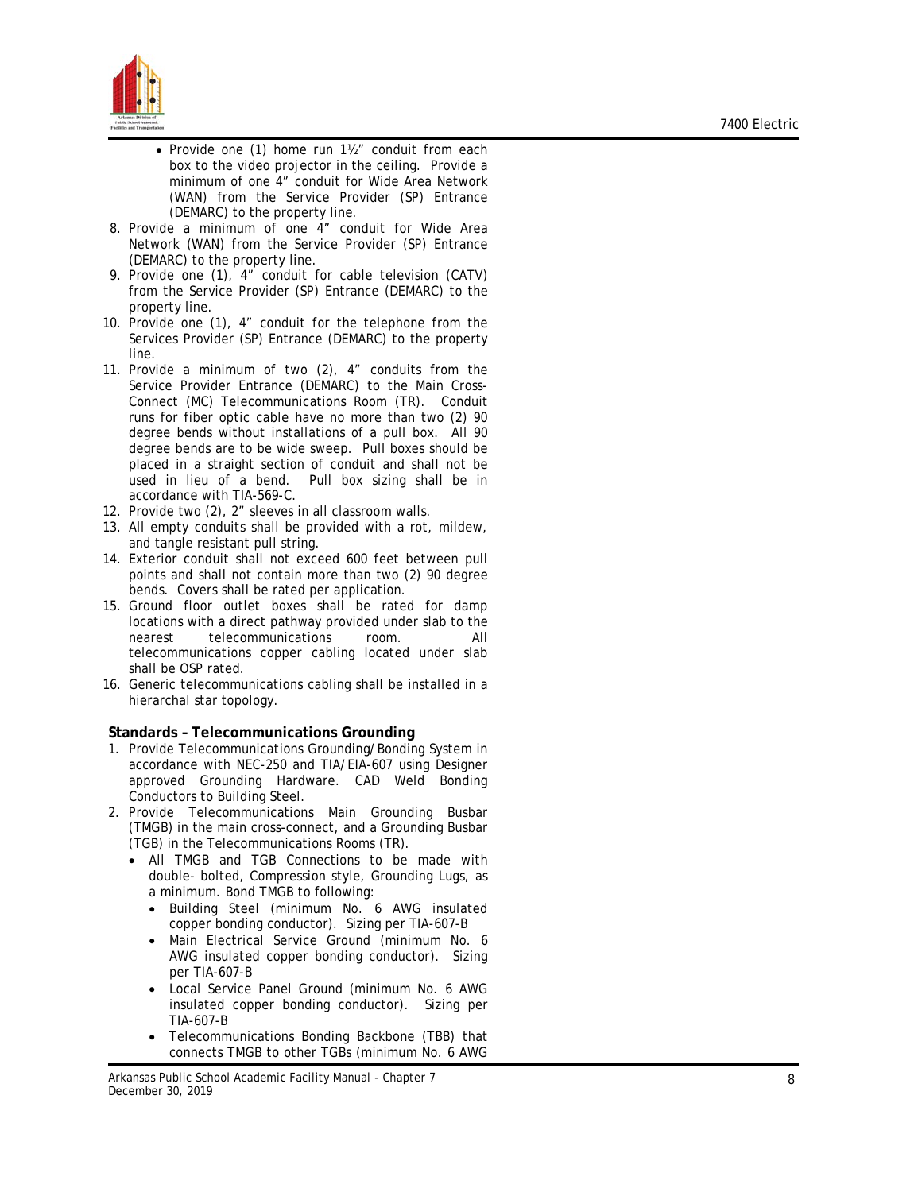- Provide one (1) home run 1½" conduit from each box to the video projector in the ceiling. Provide a minimum of one 4" conduit for Wide Area Network (WAN) from the Service Provider (SP) Entrance (DEMARC) to the property line.

8. Provide a minimum of one 4" conduit for Wide Area Network (WAN) from the Service Provider (SP) Entrance (DEMARC) to the property line.
9. Provide one (1), 4" conduit for cable television (CATV) from the Service Provider (SP) Entrance (DEMARC) to the property line.
10. Provide one (1), 4" conduit for the telephone from the Services Provider (SP) Entrance (DEMARC) to the property line.
11. Provide a minimum of two (2), 4" conduits from the Service Provider Entrance (DEMARC) to the Main Cross-Connect (MC) Telecommunications Room (TR). Conduit runs for fiber optic cable have no more than two (2) 90 degree bends without installations of a pull box. All 90 degree bends are to be wide sweep. Pull boxes should be placed in a straight section of conduit and shall not be used in lieu of a bend. Pull box sizing shall be in accordance with TIA-569-C.
12. Provide two (2), 2" sleeves in all classroom walls.
13. All empty conduits shall be provided with a rot, mildew, and tangle resistant pull string.
14. Exterior conduit shall not exceed 600 feet between pull points and shall not contain more than two (2) 90 degree bends. Covers shall be rated per application.
15. Ground floor outlet boxes shall be rated for damp locations with a direct pathway provided under slab to the nearest telecommunications room. All telecommunications copper cabling located under slab shall be OSP rated.
16. Generic telecommunications cabling shall be installed in a hierarchal star topology.

**Standards – Telecommunications Grounding**

1. Provide Telecommunications Grounding/Bonding System in accordance with NEC-250 and TIA/EIA-607 using Designer approved Grounding Hardware. CAD Weld Bonding Conductors to Building Steel.
2. Provide Telecommunications Main Grounding Busbar (TMGB) in the main cross-connect, and a Grounding Busbar (TGB) in the Telecommunications Rooms (TR).
   - All TMGB and TGB Connections to be made with double- bolted, Compression style, Grounding Lugs, as a minimum. Bond TMGB to following:
     - Building Steel (minimum No. 6 AWG insulated copper bonding conductor). Sizing per TIA-607-B
     - Main Electrical Service Ground (minimum No. 6 AWG insulated copper bonding conductor). Sizing per TIA-607-B
     - Local Service Panel Ground (minimum No. 6 AWG insulated copper bonding conductor). Sizing per TIA-607-B
     - Telecommunications Bonding Backbone (TBB) that connects TMGB to other TGBs (minimum No. 6 AWG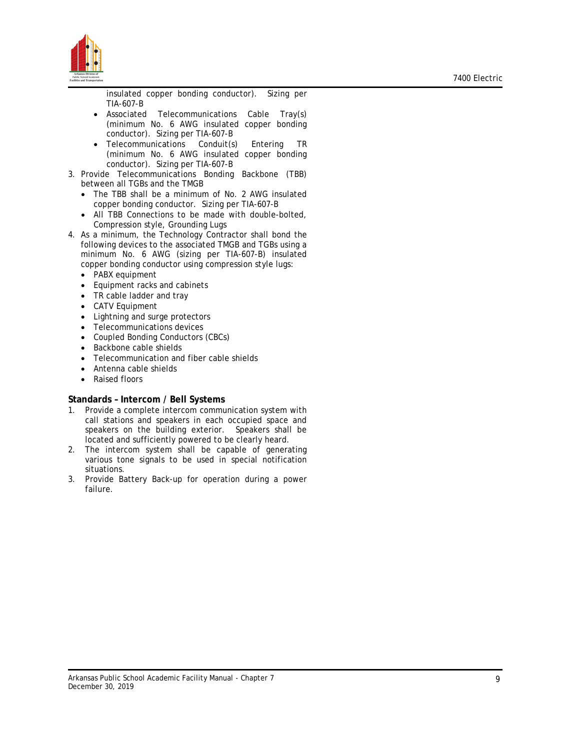insulated copper bonding conductor). Sizing per TIA-607-B

- Associated Telecommunications Cable Tray(s) (minimum No. 6 AWG insulated copper bonding conductor). Sizing per TIA-607-B
- Telecommunications Conduit(s) Entering TR (minimum No. 6 AWG insulated copper bonding conductor). Sizing per TIA-607-B

3. Provide Telecommunications Bonding Backbone (TBB) between all TGBs and the TMGB
   - The TBB shall be a minimum of No. 2 AWG insulated copper bonding conductor. Sizing per TIA-607-B
   - All TBB Connections to be made with double-bolted, Compression style, Grounding Lugs
4. As a minimum, the Technology Contractor shall bond the following devices to the associated TMGB and TGBs using a minimum No. 6 AWG (sizing per TIA-607-B) insulated copper bonding conductor using compression style lugs:
   - PABX equipment
   - Equipment racks and cabinets
   - TR cable ladder and tray
   - CATV Equipment
   - Lightning and surge protectors
   - Telecommunications devices
   - Coupled Bonding Conductors (CBCs)
   - Backbone cable shields
   - Telecommunication and fiber cable shields
   - Antenna cable shields
   - Raised floors

**Standards – Intercom / Bell Systems**

1. Provide a complete intercom communication system with call stations and speakers in each occupied space and speakers on the building exterior. Speakers shall be located and sufficiently powered to be clearly heard.
2. The intercom system shall be capable of generating various tone signals to be used in special notification situations.
3. Provide Battery Back-up for operation during a power failure.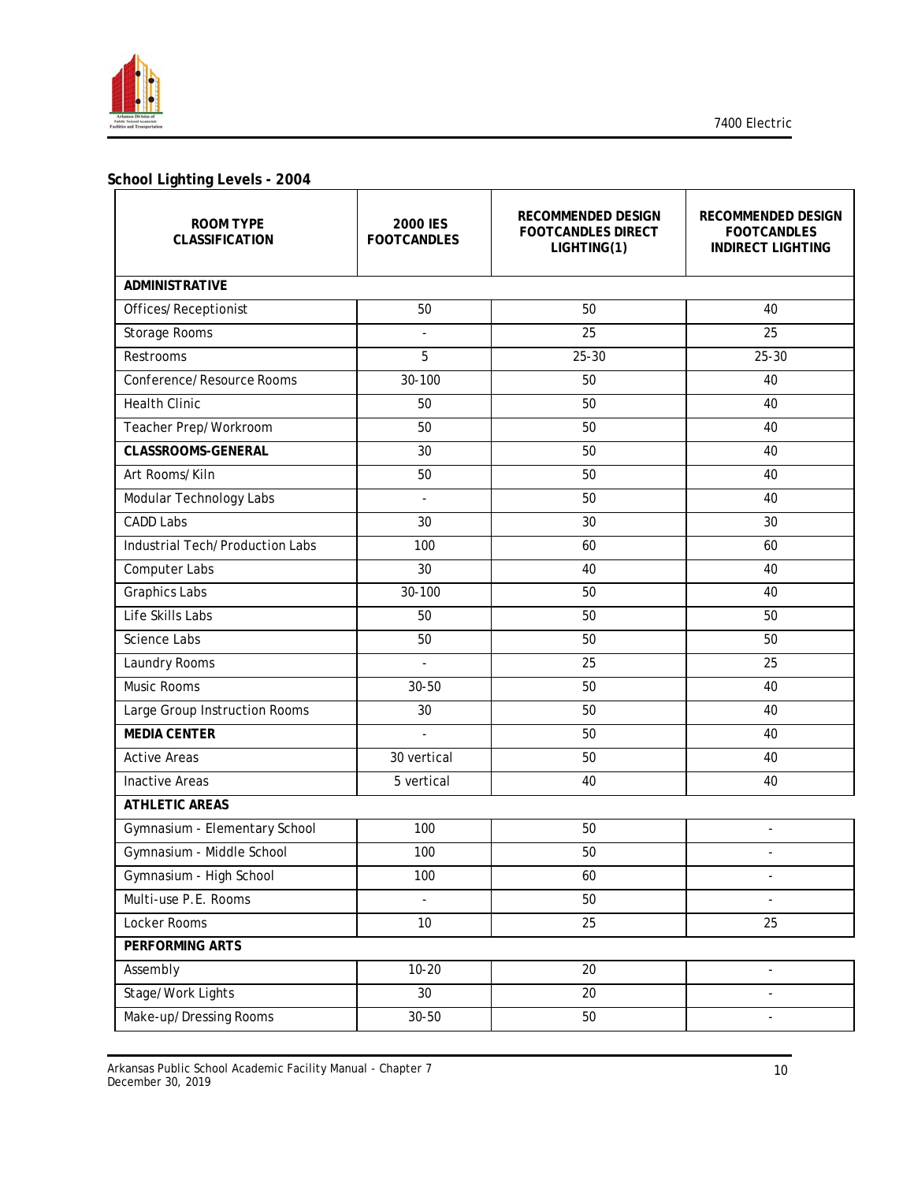**School Lighting Levels - 2004**

| ROOM TYPE CLASSIFICATION | 2000 IES FOOTCANDLES | RECOMMENDED DESIGN FOOTCANDLES DIRECT LIGHTING(1) | RECOMMENDED DESIGN FOOTCANDLES INDIRECT LIGHTING |
|---|---|---|---|
| **ADMINISTRATIVE** | | | |
| Offices/Receptionist | 50 | 50 | 40 |
| Storage Rooms | - | 25 | 25 |
| Restrooms | 5 | 25-30 | 25-30 |
| Conference/Resource Rooms | 30-100 | 50 | 40 |
| Health Clinic | 50 | 50 | 40 |
| Teacher Prep/Workroom | 50 | 50 | 40 |
| **CLASSROOMS-GENERAL** | 30 | 50 | 40 |
| Art Rooms/Kiln | 50 | 50 | 40 |
| Modular Technology Labs | - | 50 | 40 |
| CADD Labs | 30 | 30 | 30 |
| Industrial Tech/Production Labs | 100 | 60 | 60 |
| Computer Labs | 30 | 40 | 40 |
| Graphics Labs | 30-100 | 50 | 40 |
| Life Skills Labs | 50 | 50 | 50 |
| Science Labs | 50 | 50 | 50 |
| Laundry Rooms | - | 25 | 25 |
| Music Rooms | 30-50 | 50 | 40 |
| Large Group Instruction Rooms | 30 | 50 | 40 |
| **MEDIA CENTER** | - | 50 | 40 |
| Active Areas | 30 vertical | 50 | 40 |
| Inactive Areas | 5 vertical | 40 | 40 |
| **ATHLETIC AREAS** | | | |
| Gymnasium - Elementary School | 100 | 50 | - |
| Gymnasium - Middle School | 100 | 50 | - |
| Gymnasium - High School | 100 | 60 | - |
| Multi-use P.E. Rooms | - | 50 | - |
| Locker Rooms | 10 | 25 | 25 |
| **PERFORMING ARTS** | | | |
| Assembly | 10-20 | 20 | - |
| Stage/Work Lights | 30 | 20 | - |
| Make-up/Dressing Rooms | 30-50 | 50 | - |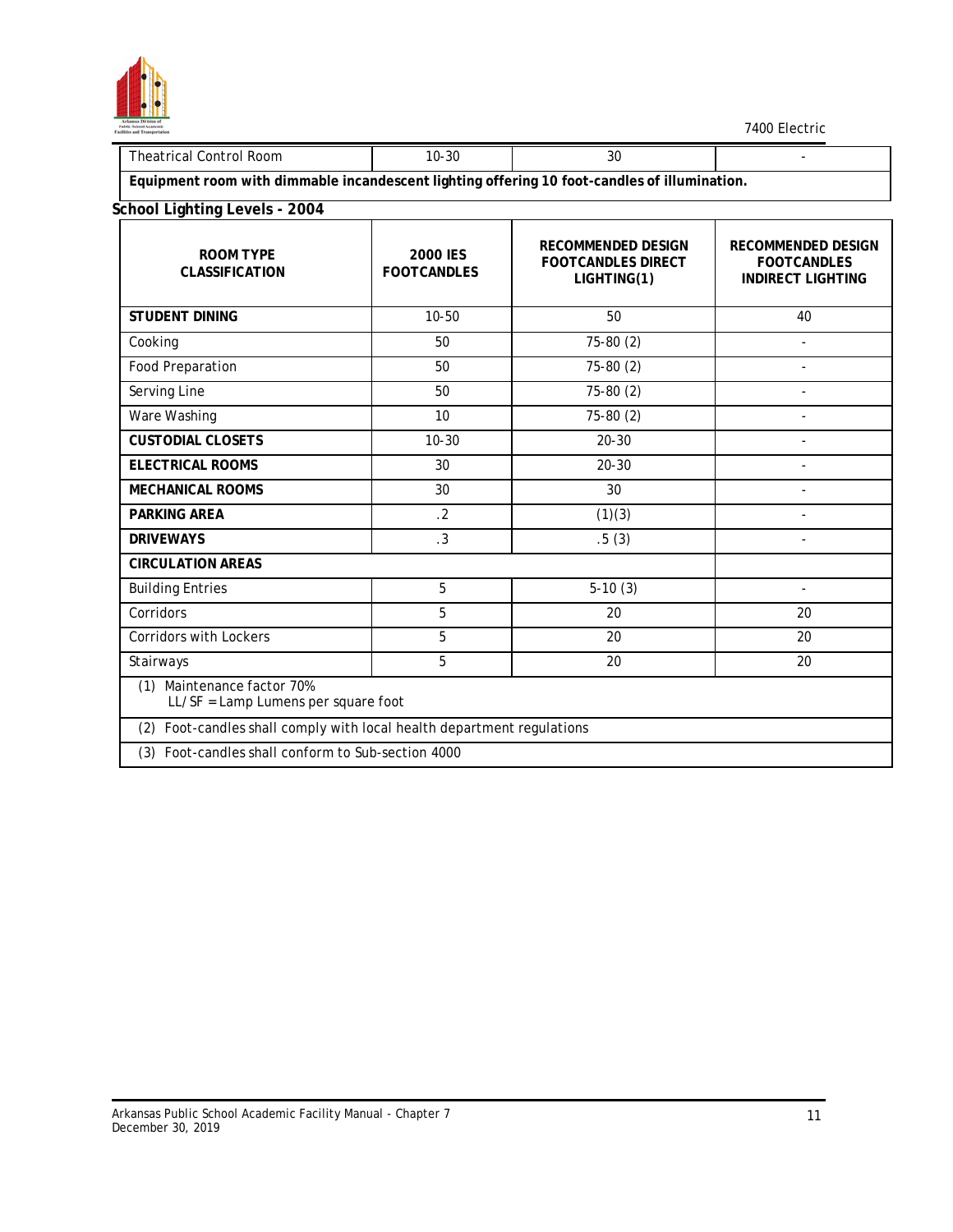| Theatrical Control Room | 10-30 | 30 | - |
|---|---|---|---|
| **Equipment room with dimmable incandescent lighting offering 10 foot-candles of illumination.** | | | |

**School Lighting Levels - 2004**

| ROOM TYPE CLASSIFICATION | 2000 IES FOOTCANDLES | RECOMMENDED DESIGN FOOTCANDLES DIRECT LIGHTING(1) | RECOMMENDED DESIGN FOOTCANDLES INDIRECT LIGHTING |
|---|---|---|---|
| **STUDENT DINING** | 10-50 | 50 | 40 |
| Cooking | 50 | 75-80 (2) | - |
| Food Preparation | 50 | 75-80 (2) | - |
| Serving Line | 50 | 75-80 (2) | - |
| Ware Washing | 10 | 75-80 (2) | - |
| **CUSTODIAL CLOSETS** | 10-30 | 20-30 | - |
| **ELECTRICAL ROOMS** | 30 | 20-30 | - |
| **MECHANICAL ROOMS** | 30 | 30 | - |
| **PARKING AREA** | .2 | (1)(3) | - |
| **DRIVEWAYS** | .3 | .5 (3) | - |
| **CIRCULATION AREAS** | | | |
| Building Entries | 5 | 5-10 (3) | - |
| Corridors | 5 | 20 | 20 |
| Corridors with Lockers | 5 | 20 | 20 |
| Stairways | 5 | 20 | 20 |
| (1) Maintenance factor 70%<br>LL/SF = Lamp Lumens per square foot | | | |
| (2) Foot-candles shall comply with local health department regulations | | | |
| (3) Foot-candles shall conform to Sub-section 4000 | | | |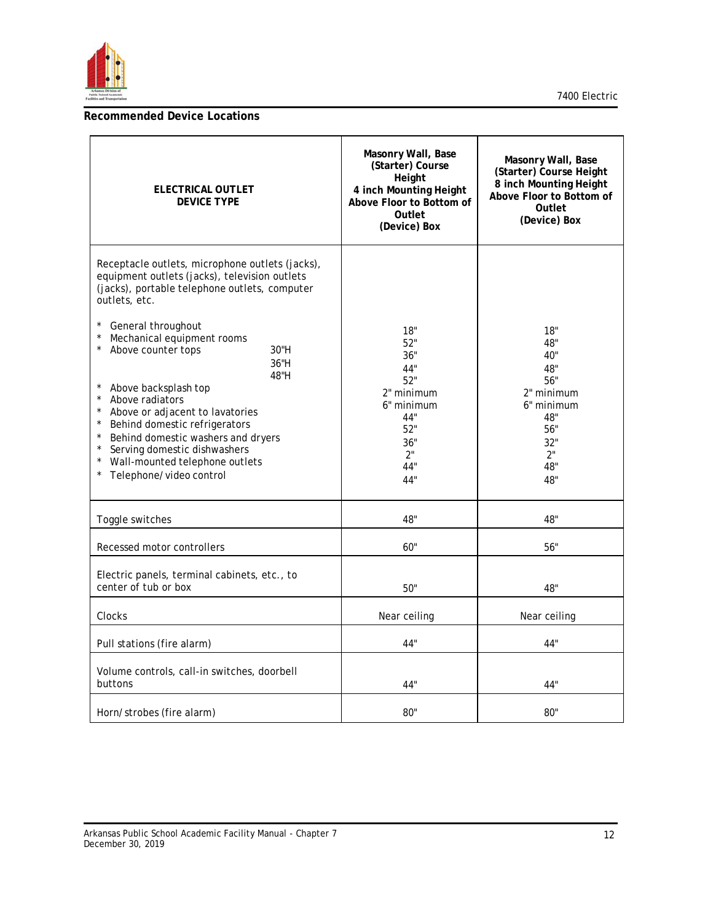## Recommended Device Locations

| ELECTRICAL OUTLET DEVICE TYPE | Masonry Wall, Base (Starter) Course Height 4 inch Mounting Height Above Floor to Bottom of Outlet (Device) Box | Masonry Wall, Base (Starter) Course Height 8 inch Mounting Height Above Floor to Bottom of Outlet (Device) Box |
|---|---|---|
| Receptacle outlets, microphone outlets (jacks), equipment outlets (jacks), television outlets (jacks), portable telephone outlets, computer outlets, etc. | | |
| * General throughout | 18" | 18" |
| * Mechanical equipment rooms | 52" | 48" |
| * Above counter tops 30"H | 36" | 40" |
| 36"H | 44" | 48" |
| 48"H | 52" | 56" |
| * Above backsplash top | 2" minimum | 2" minimum |
| * Above radiators | 6" minimum | 6" minimum |
| * Above or adjacent to lavatories | 44" | 48" |
| * Behind domestic refrigerators | 52" | 56" |
| * Behind domestic washers and dryers | 36" | 32" |
| * Serving domestic dishwashers | 2" | 2" |
| * Wall-mounted telephone outlets | 44" | 48" |
| * Telephone/video control | 44" | 48" |
| Toggle switches | 48" | 48" |
| Recessed motor controllers | 60" | 56" |
| Electric panels, terminal cabinets, etc., to center of tub or box | 50" | 48" |
| Clocks | Near ceiling | Near ceiling |
| Pull stations (fire alarm) | 44" | 44" |
| Volume controls, call-in switches, doorbell buttons | 44" | 44" |
| Horn/strobes (fire alarm) | 80" | 80" |